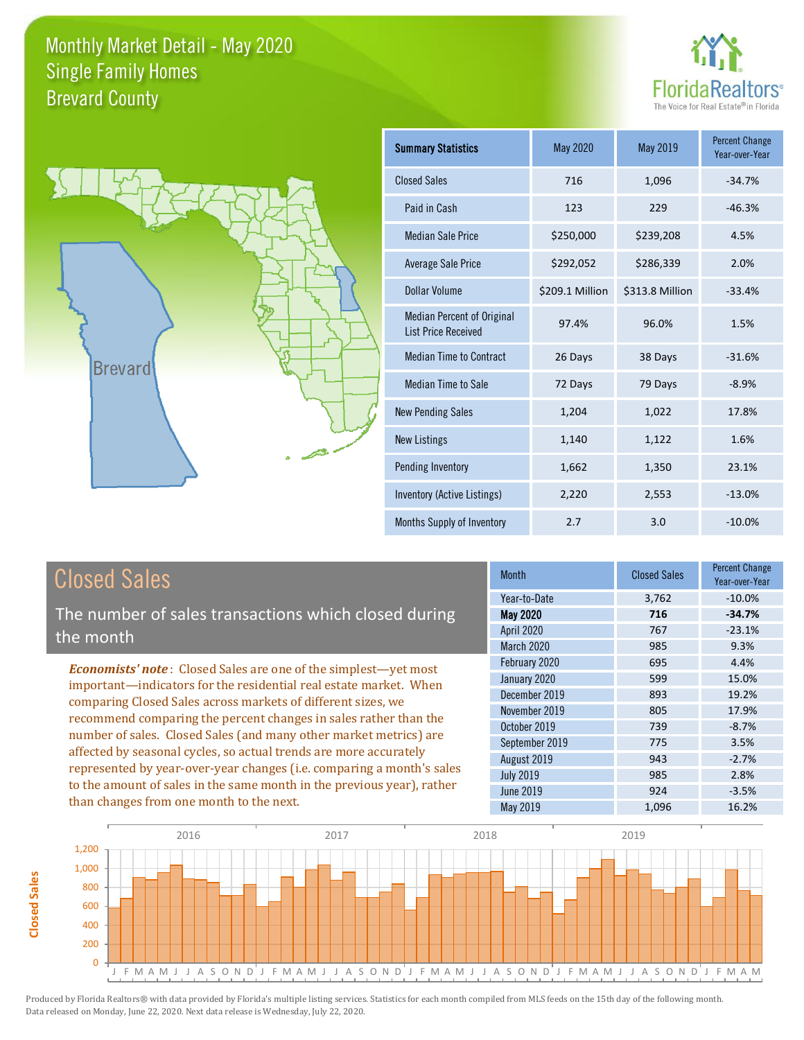# Monthly Market Detail - May 2020
## Single Family Homes
## Brevard County

FloridaRealtors®
The Voice for Real Estate® in Florida

Brevard

| Summary Statistics | May 2020 | May 2019 | Percent Change Year-over-Year |
|---|---|---|---|
| Closed Sales | 716 | 1,096 | -34.7% |
| Paid in Cash | 123 | 229 | -46.3% |
| Median Sale Price | $250,000 | $239,208 | 4.5% |
| Average Sale Price | $292,052 | $286,339 | 2.0% |
| Dollar Volume | $209.1 Million | $313.8 Million | -33.4% |
| Median Percent of Original List Price Received | 97.4% | 96.0% | 1.5% |
| Median Time to Contract | 26 Days | 38 Days | -31.6% |
| Median Time to Sale | 72 Days | 79 Days | -8.9% |
| New Pending Sales | 1,204 | 1,022 | 17.8% |
| New Listings | 1,140 | 1,122 | 1.6% |
| Pending Inventory | 1,662 | 1,350 | 23.1% |
| Inventory (Active Listings) | 2,220 | 2,553 | -13.0% |
| Months Supply of Inventory | 2.7 | 3.0 | -10.0% |

## Closed Sales

The number of sales transactions which closed during the month

***Economists' note***: Closed Sales are one of the simplest—yet most important—indicators for the residential real estate market. When comparing Closed Sales across markets of different sizes, we recommend comparing the percent changes in sales rather than the number of sales. Closed Sales (and many other market metrics) are affected by seasonal cycles, so actual trends are more accurately represented by year-over-year changes (i.e. comparing a month's sales to the amount of sales in the same month in the previous year), rather than changes from one month to the next.

| Month | Closed Sales | Percent Change Year-over-Year |
|---|---|---|
| Year-to-Date | 3,762 | -10.0% |
| **May 2020** | **716** | **-34.7%** |
| April 2020 | 767 | -23.1% |
| March 2020 | 985 | 9.3% |
| February 2020 | 695 | 4.4% |
| January 2020 | 599 | 15.0% |
| December 2019 | 893 | 19.2% |
| November 2019 | 805 | 17.9% |
| October 2019 | 739 | -8.7% |
| September 2019 | 775 | 3.5% |
| August 2019 | 943 | -2.7% |
| July 2019 | 985 | 2.8% |
| June 2019 | 924 | -3.5% |
| May 2019 | 1,096 | 16.2% |

Closed Sales

2016 2017 2018 2019

1,200
1,000
800
600
400
200
0

J F M A M J J A S O N D J F M A M J J A S O N D J F M A M J J A S O N D J F M A M J J A S O N D J F M A M

Produced by Florida Realtors® with data provided by Florida's multiple listing services. Statistics for each month compiled from MLS feeds on the 15th day of the following month. Data released on Monday, June 22, 2020. Next data release is Wednesday, July 22, 2020.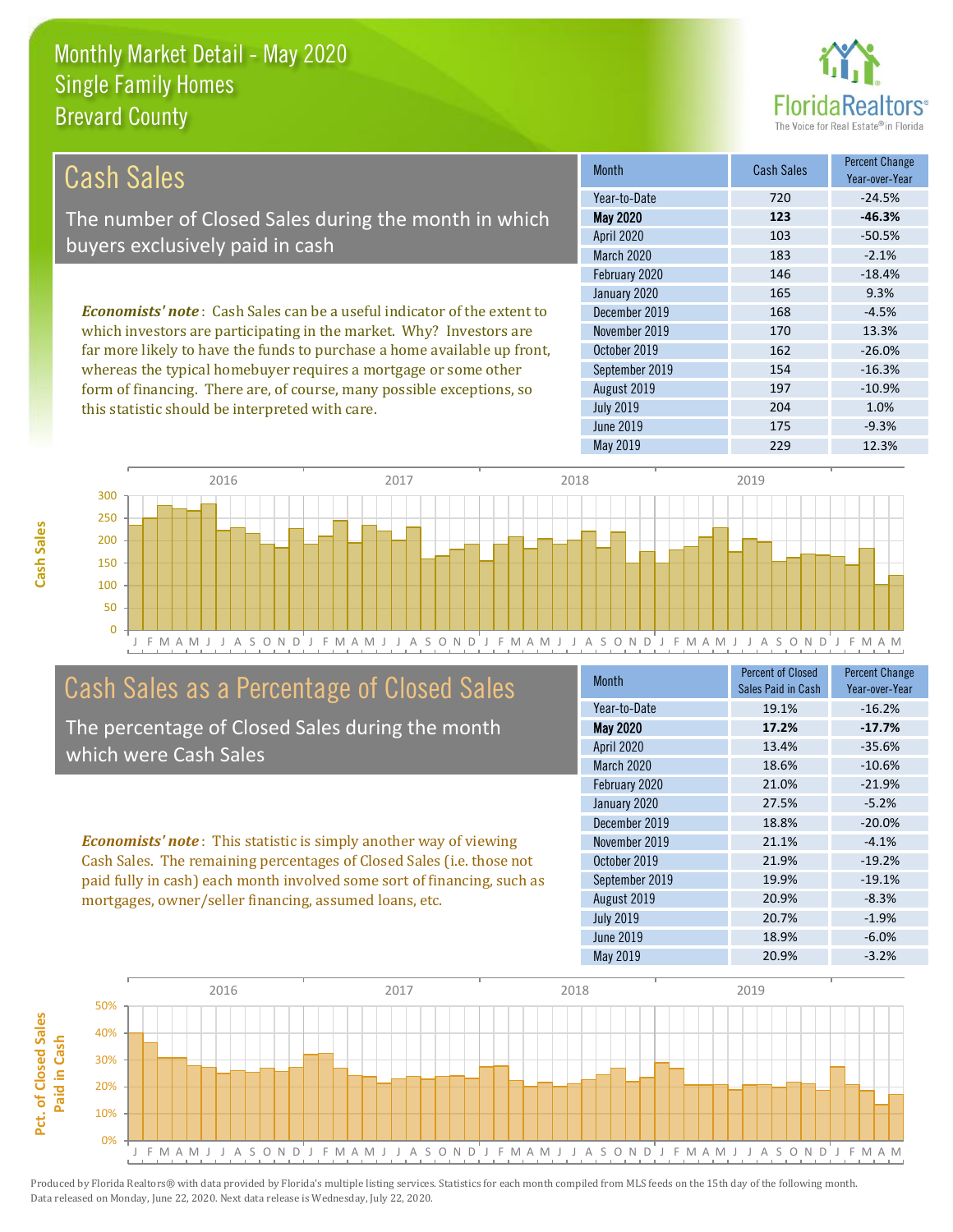Monthly Market Detail - May 2020
Single Family Homes
Brevard County

## Cash Sales

The number of Closed Sales during the month in which buyers exclusively paid in cash

*Economists' note*: Cash Sales can be a useful indicator of the extent to which investors are participating in the market. Why? Investors are far more likely to have the funds to purchase a home available up front, whereas the typical homebuyer requires a mortgage or some other form of financing. There are, of course, many possible exceptions, so this statistic should be interpreted with care.

| Month | Cash Sales | Percent Change Year-over-Year |
|---|---|---|
| Year-to-Date | 720 | -24.5% |
| **May 2020** | **123** | **-46.3%** |
| April 2020 | 103 | -50.5% |
| March 2020 | 183 | -2.1% |
| February 2020 | 146 | -18.4% |
| January 2020 | 165 | 9.3% |
| December 2019 | 168 | -4.5% |
| November 2019 | 170 | 13.3% |
| October 2019 | 162 | -26.0% |
| September 2019 | 154 | -16.3% |
| August 2019 | 197 | -10.9% |
| July 2019 | 204 | 1.0% |
| June 2019 | 175 | -9.3% |
| May 2019 | 229 | 12.3% |

Cash Sales
2016 2017 2018 2019
300
250
200
150
100
50
0
J F M A M J J A S O N D J F M A M J J A S O N D J F M A M J J A S O N D J F M A M J J A S O N D J F M A M

## Cash Sales as a Percentage of Closed Sales

The percentage of Closed Sales during the month which were Cash Sales

*Economists' note*: This statistic is simply another way of viewing Cash Sales. The remaining percentages of Closed Sales (i.e. those not paid fully in cash) each month involved some sort of financing, such as mortgages, owner/seller financing, assumed loans, etc.

| Month | Percent of Closed Sales Paid in Cash | Percent Change Year-over-Year |
|---|---|---|
| Year-to-Date | 19.1% | -16.2% |
| **May 2020** | **17.2%** | **-17.7%** |
| April 2020 | 13.4% | -35.6% |
| March 2020 | 18.6% | -10.6% |
| February 2020 | 21.0% | -21.9% |
| January 2020 | 27.5% | -5.2% |
| December 2019 | 18.8% | -20.0% |
| November 2019 | 21.1% | -4.1% |
| October 2019 | 21.9% | -19.2% |
| September 2019 | 19.9% | -19.1% |
| August 2019 | 20.9% | -8.3% |
| July 2019 | 20.7% | -1.9% |
| June 2019 | 18.9% | -6.0% |
| May 2019 | 20.9% | -3.2% |

Pct. of Closed Sales Paid in Cash
2016 2017 2018 2019
50%
40%
30%
20%
10%
0%
J F M A M J J A S O N D J F M A M J J A S O N D J F M A M J J A S O N D J F M A M J J A S O N D J F M A M

Produced by Florida Realtors® with data provided by Florida's multiple listing services. Statistics for each month compiled from MLS feeds on the 15th day of the following month. Data released on Monday, June 22, 2020. Next data release is Wednesday, July 22, 2020.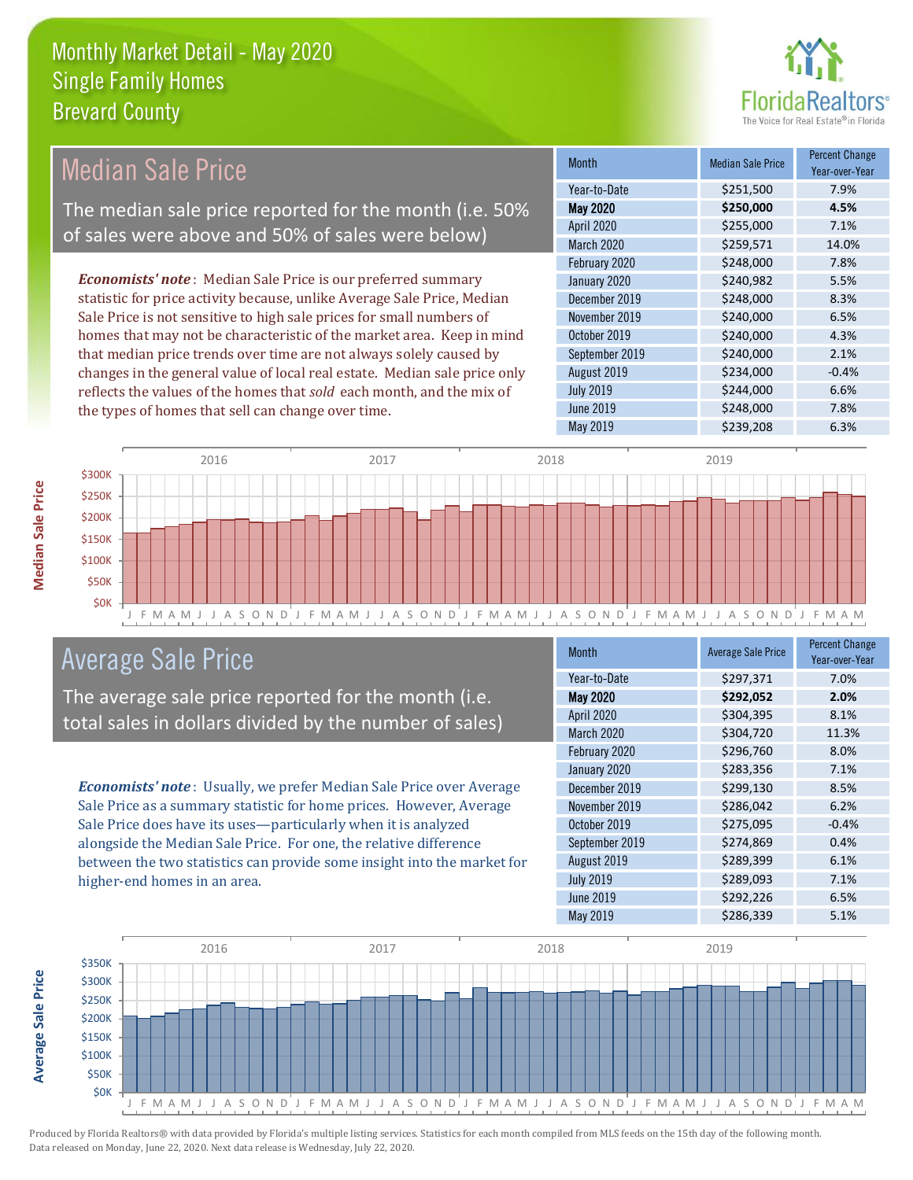# Monthly Market Detail - May 2020
## Single Family Homes
## Brevard County

FloridaRealtors®
The Voice for Real Estate® in Florida

## Median Sale Price

The median sale price reported for the month (i.e. 50% of sales were above and 50% of sales were below)

*Economists' note*: Median Sale Price is our preferred summary statistic for price activity because, unlike Average Sale Price, Median Sale Price is not sensitive to high sale prices for small numbers of homes that may not be characteristic of the market area. Keep in mind that median price trends over time are not always solely caused by changes in the general value of local real estate. Median sale price only reflects the values of the homes that *sold* each month, and the mix of the types of homes that sell can change over time.

| Month | Median Sale Price | Percent Change Year-over-Year |
|---|---|---|
| Year-to-Date | $251,500 | 7.9% |
| **May 2020** | **$250,000** | **4.5%** |
| April 2020 | $255,000 | 7.1% |
| March 2020 | $259,571 | 14.0% |
| February 2020 | $248,000 | 7.8% |
| January 2020 | $240,982 | 5.5% |
| December 2019 | $248,000 | 8.3% |
| November 2019 | $240,000 | 6.5% |
| October 2019 | $240,000 | 4.3% |
| September 2019 | $240,000 | 2.1% |
| August 2019 | $234,000 | -0.4% |
| July 2019 | $244,000 | 6.6% |
| June 2019 | $248,000 | 7.8% |
| May 2019 | $239,208 | 6.3% |

Median Sale Price

2016 2017 2018 2019

$300K $250K $200K $150K $100K $50K $0K

J F M A M J J A S O N D J F M A M J J A S O N D J F M A M J J A S O N D J F M A M J J A S O N D J F M A M

## Average Sale Price

The average sale price reported for the month (i.e. total sales in dollars divided by the number of sales)

*Economists' note*: Usually, we prefer Median Sale Price over Average Sale Price as a summary statistic for home prices. However, Average Sale Price does have its uses—particularly when it is analyzed alongside the Median Sale Price. For one, the relative difference between the two statistics can provide some insight into the market for higher-end homes in an area.

| Month | Average Sale Price | Percent Change Year-over-Year |
|---|---|---|
| Year-to-Date | $297,371 | 7.0% |
| **May 2020** | **$292,052** | **2.0%** |
| April 2020 | $304,395 | 8.1% |
| March 2020 | $304,720 | 11.3% |
| February 2020 | $296,760 | 8.0% |
| January 2020 | $283,356 | 7.1% |
| December 2019 | $299,130 | 8.5% |
| November 2019 | $286,042 | 6.2% |
| October 2019 | $275,095 | -0.4% |
| September 2019 | $274,869 | 0.4% |
| August 2019 | $289,399 | 6.1% |
| July 2019 | $289,093 | 7.1% |
| June 2019 | $292,226 | 6.5% |
| May 2019 | $286,339 | 5.1% |

Average Sale Price

2016 2017 2018 2019

$350K $300K $250K $200K $150K $100K $50K $0K

J F M A M J J A S O N D J F M A M J J A S O N D J F M A M J J A S O N D J F M A M J J A S O N D J F M A M

Produced by Florida Realtors® with data provided by Florida's multiple listing services. Statistics for each month compiled from MLS feeds on the 15th day of the following month. Data released on Monday, June 22, 2020. Next data release is Wednesday, July 22, 2020.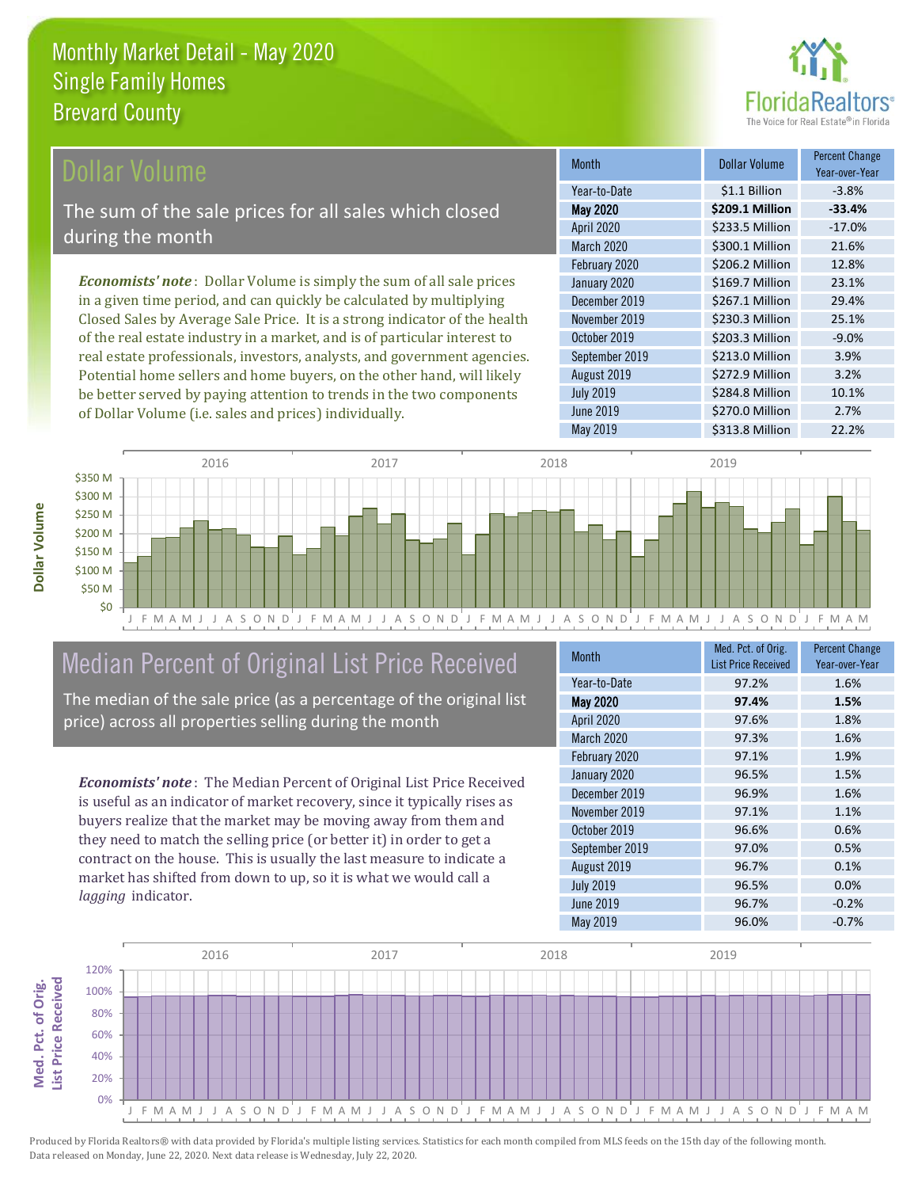Monthly Market Detail - May 2020
Single Family Homes
Brevard County

## Dollar Volume

The sum of the sale prices for all sales which closed during the month

*Economists' note*: Dollar Volume is simply the sum of all sale prices in a given time period, and can quickly be calculated by multiplying Closed Sales by Average Sale Price. It is a strong indicator of the health of the real estate industry in a market, and is of particular interest to real estate professionals, investors, analysts, and government agencies. Potential home sellers and home buyers, on the other hand, will likely be better served by paying attention to trends in the two components of Dollar Volume (i.e. sales and prices) individually.

| Month | Dollar Volume | Percent Change Year-over-Year |
|---|---|---|
| Year-to-Date | $1.1 Billion | -3.8% |
| **May 2020** | **$209.1 Million** | **-33.4%** |
| April 2020 | $233.5 Million | -17.0% |
| March 2020 | $300.1 Million | 21.6% |
| February 2020 | $206.2 Million | 12.8% |
| January 2020 | $169.7 Million | 23.1% |
| December 2019 | $267.1 Million | 29.4% |
| November 2019 | $230.3 Million | 25.1% |
| October 2019 | $203.3 Million | -9.0% |
| September 2019 | $213.0 Million | 3.9% |
| August 2019 | $272.9 Million | 3.2% |
| July 2019 | $284.8 Million | 10.1% |
| June 2019 | $270.0 Million | 2.7% |
| May 2019 | $313.8 Million | 22.2% |

Dollar Volume
$350 M
$300 M
$250 M
$200 M
$150 M
$100 M
$50 M
$0
2016 2017 2018 2019
J F M A M J J A S O N D J F M A M J J A S O N D J F M A M J J A S O N D J F M A M J J A S O N D J F M A M

## Median Percent of Original List Price Received

The median of the sale price (as a percentage of the original list price) across all properties selling during the month

*Economists' note*: The Median Percent of Original List Price Received is useful as an indicator of market recovery, since it typically rises as buyers realize that the market may be moving away from them and they need to match the selling price (or better it) in order to get a contract on the house. This is usually the last measure to indicate a market has shifted from down to up, so it is what we would call a *lagging* indicator.

| Month | Med. Pct. of Orig. List Price Received | Percent Change Year-over-Year |
|---|---|---|
| Year-to-Date | 97.2% | 1.6% |
| **May 2020** | **97.4%** | **1.5%** |
| April 2020 | 97.6% | 1.8% |
| March 2020 | 97.3% | 1.6% |
| February 2020 | 97.1% | 1.9% |
| January 2020 | 96.5% | 1.5% |
| December 2019 | 96.9% | 1.6% |
| November 2019 | 97.1% | 1.1% |
| October 2019 | 96.6% | 0.6% |
| September 2019 | 97.0% | 0.5% |
| August 2019 | 96.7% | 0.1% |
| July 2019 | 96.5% | 0.0% |
| June 2019 | 96.7% | -0.2% |
| May 2019 | 96.0% | -0.7% |

Med. Pct. of Orig. List Price Received
120%
100%
80%
60%
40%
20%
0%
2016 2017 2018 2019
J F M A M J J A S O N D J F M A M J J A S O N D J F M A M J J A S O N D J F M A M J J A S O N D J F M A M

Produced by Florida Realtors® with data provided by Florida's multiple listing services. Statistics for each month compiled from MLS feeds on the 15th day of the following month. Data released on Monday, June 22, 2020. Next data release is Wednesday, July 22, 2020.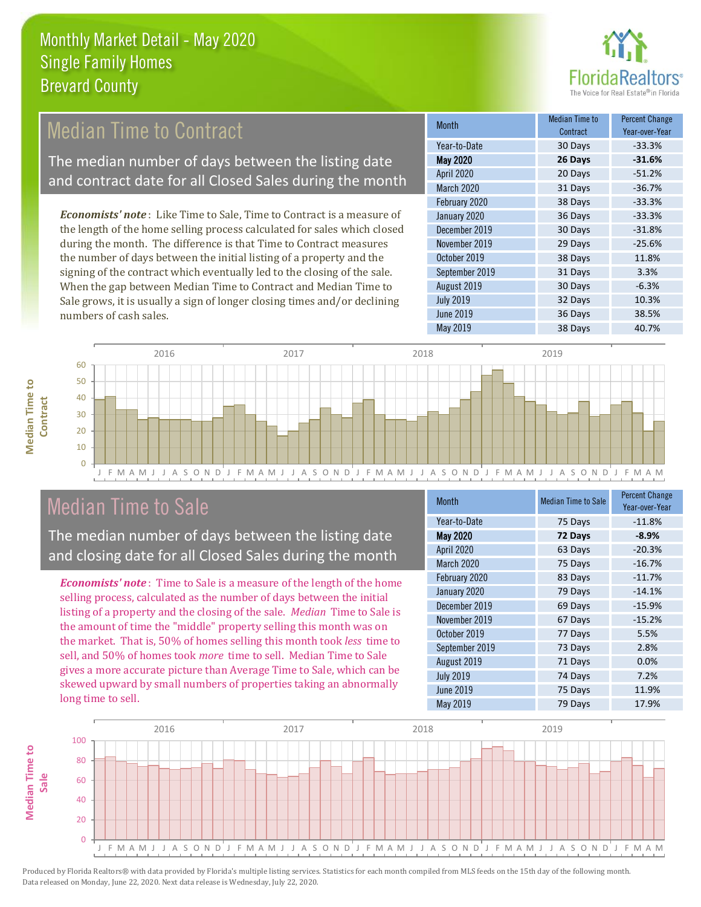# Monthly Market Detail - May 2020
## Single Family Homes
## Brevard County

FloridaRealtors®
The Voice for Real Estate® in Florida

## Median Time to Contract

The median number of days between the listing date and contract date for all Closed Sales during the month

*Economists' note*: Like Time to Sale, Time to Contract is a measure of the length of the home selling process calculated for sales which closed during the month. The difference is that Time to Contract measures the number of days between the initial listing of a property and the signing of the contract which eventually led to the closing of the sale. When the gap between Median Time to Contract and Median Time to Sale grows, it is usually a sign of longer closing times and/or declining numbers of cash sales.

| Month | Median Time to Contract | Percent Change Year-over-Year |
|---|---|---|
| Year-to-Date | 30 Days | -33.3% |
| **May 2020** | **26 Days** | **-31.6%** |
| April 2020 | 20 Days | -51.2% |
| March 2020 | 31 Days | -36.7% |
| February 2020 | 38 Days | -33.3% |
| January 2020 | 36 Days | -33.3% |
| December 2019 | 30 Days | -31.8% |
| November 2019 | 29 Days | -25.6% |
| October 2019 | 38 Days | 11.8% |
| September 2019 | 31 Days | 3.3% |
| August 2019 | 30 Days | -6.3% |
| July 2019 | 32 Days | 10.3% |
| June 2019 | 36 Days | 38.5% |
| May 2019 | 38 Days | 40.7% |

Median Time to Contract

2016 2017 2018 2019

0 10 20 30 40 50 60

J F M A M J J A S O N D J F M A M J J A S O N D J F M A M J J A S O N D J F M A M J J A S O N D J F M A M

## Median Time to Sale

The median number of days between the listing date and closing date for all Closed Sales during the month

*Economists' note*: Time to Sale is a measure of the length of the home selling process, calculated as the number of days between the initial listing of a property and the closing of the sale. *Median* Time to Sale is the amount of time the "middle" property selling this month was on the market. That is, 50% of homes selling this month took *less* time to sell, and 50% of homes took *more* time to sell. Median Time to Sale gives a more accurate picture than Average Time to Sale, which can be skewed upward by small numbers of properties taking an abnormally long time to sell.

| Month | Median Time to Sale | Percent Change Year-over-Year |
|---|---|---|
| Year-to-Date | 75 Days | -11.8% |
| **May 2020** | **72 Days** | **-8.9%** |
| April 2020 | 63 Days | -20.3% |
| March 2020 | 75 Days | -16.7% |
| February 2020 | 83 Days | -11.7% |
| January 2020 | 79 Days | -14.1% |
| December 2019 | 69 Days | -15.9% |
| November 2019 | 67 Days | -15.2% |
| October 2019 | 77 Days | 5.5% |
| September 2019 | 73 Days | 2.8% |
| August 2019 | 71 Days | 0.0% |
| July 2019 | 74 Days | 7.2% |
| June 2019 | 75 Days | 11.9% |
| May 2019 | 79 Days | 17.9% |

Median Time to Sale

2016 2017 2018 2019

0 20 40 60 80 100

J F M A M J J A S O N D J F M A M J J A S O N D J F M A M J J A S O N D J F M A M J J A S O N D J F M A M

Produced by Florida Realtors® with data provided by Florida's multiple listing services. Statistics for each month compiled from MLS feeds on the 15th day of the following month. Data released on Monday, June 22, 2020. Next data release is Wednesday, July 22, 2020.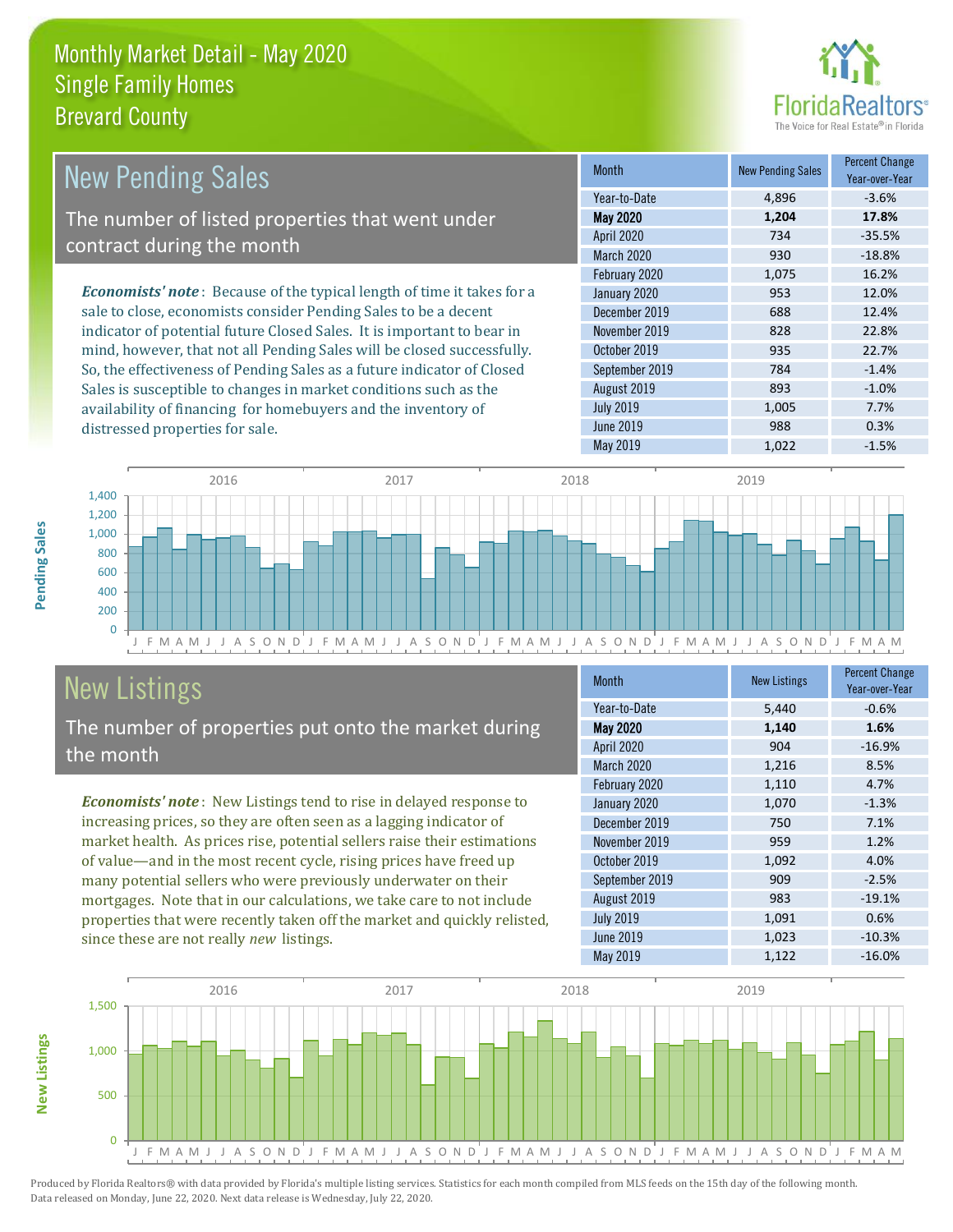# Monthly Market Detail - May 2020
## Single Family Homes
## Brevard County

FloridaRealtors® The Voice for Real Estate® in Florida

## New Pending Sales

The number of listed properties that went under contract during the month

***Economists' note***: Because of the typical length of time it takes for a sale to close, economists consider Pending Sales to be a decent indicator of potential future Closed Sales. It is important to bear in mind, however, that not all Pending Sales will be closed successfully. So, the effectiveness of Pending Sales as a future indicator of Closed Sales is susceptible to changes in market conditions such as the availability of financing for homebuyers and the inventory of distressed properties for sale.

| Month | New Pending Sales | Percent Change Year-over-Year |
|---|---|---|
| Year-to-Date | 4,896 | -3.6% |
| **May 2020** | **1,204** | **17.8%** |
| April 2020 | 734 | -35.5% |
| March 2020 | 930 | -18.8% |
| February 2020 | 1,075 | 16.2% |
| January 2020 | 953 | 12.0% |
| December 2019 | 688 | 12.4% |
| November 2019 | 828 | 22.8% |
| October 2019 | 935 | 22.7% |
| September 2019 | 784 | -1.4% |
| August 2019 | 893 | -1.0% |
| July 2019 | 1,005 | 7.7% |
| June 2019 | 988 | 0.3% |
| May 2019 | 1,022 | -1.5% |

Pending Sales

2016 2017 2018 2019

1,400
1,200
1,000
800
600
400
200
0

J F M A M J J A S O N D J F M A M J J A S O N D J F M A M J J A S O N D J F M A M J J A S O N D J F M A M

## New Listings

The number of properties put onto the market during the month

***Economists' note***: New Listings tend to rise in delayed response to increasing prices, so they are often seen as a lagging indicator of market health. As prices rise, potential sellers raise their estimations of value—and in the most recent cycle, rising prices have freed up many potential sellers who were previously underwater on their mortgages. Note that in our calculations, we take care to not include properties that were recently taken off the market and quickly relisted, since these are not really *new* listings.

| Month | New Listings | Percent Change Year-over-Year |
|---|---|---|
| Year-to-Date | 5,440 | -0.6% |
| **May 2020** | **1,140** | **1.6%** |
| April 2020 | 904 | -16.9% |
| March 2020 | 1,216 | 8.5% |
| February 2020 | 1,110 | 4.7% |
| January 2020 | 1,070 | -1.3% |
| December 2019 | 750 | 7.1% |
| November 2019 | 959 | 1.2% |
| October 2019 | 1,092 | 4.0% |
| September 2019 | 909 | -2.5% |
| August 2019 | 983 | -19.1% |
| July 2019 | 1,091 | 0.6% |
| June 2019 | 1,023 | -10.3% |
| May 2019 | 1,122 | -16.0% |

New Listings

2016 2017 2018 2019

1,500
1,000
500
0

J F M A M J J A S O N D J F M A M J J A S O N D J F M A M J J A S O N D J F M A M J J A S O N D J F M A M

Produced by Florida Realtors® with data provided by Florida's multiple listing services. Statistics for each month compiled from MLS feeds on the 15th day of the following month. Data released on Monday, June 22, 2020. Next data release is Wednesday, July 22, 2020.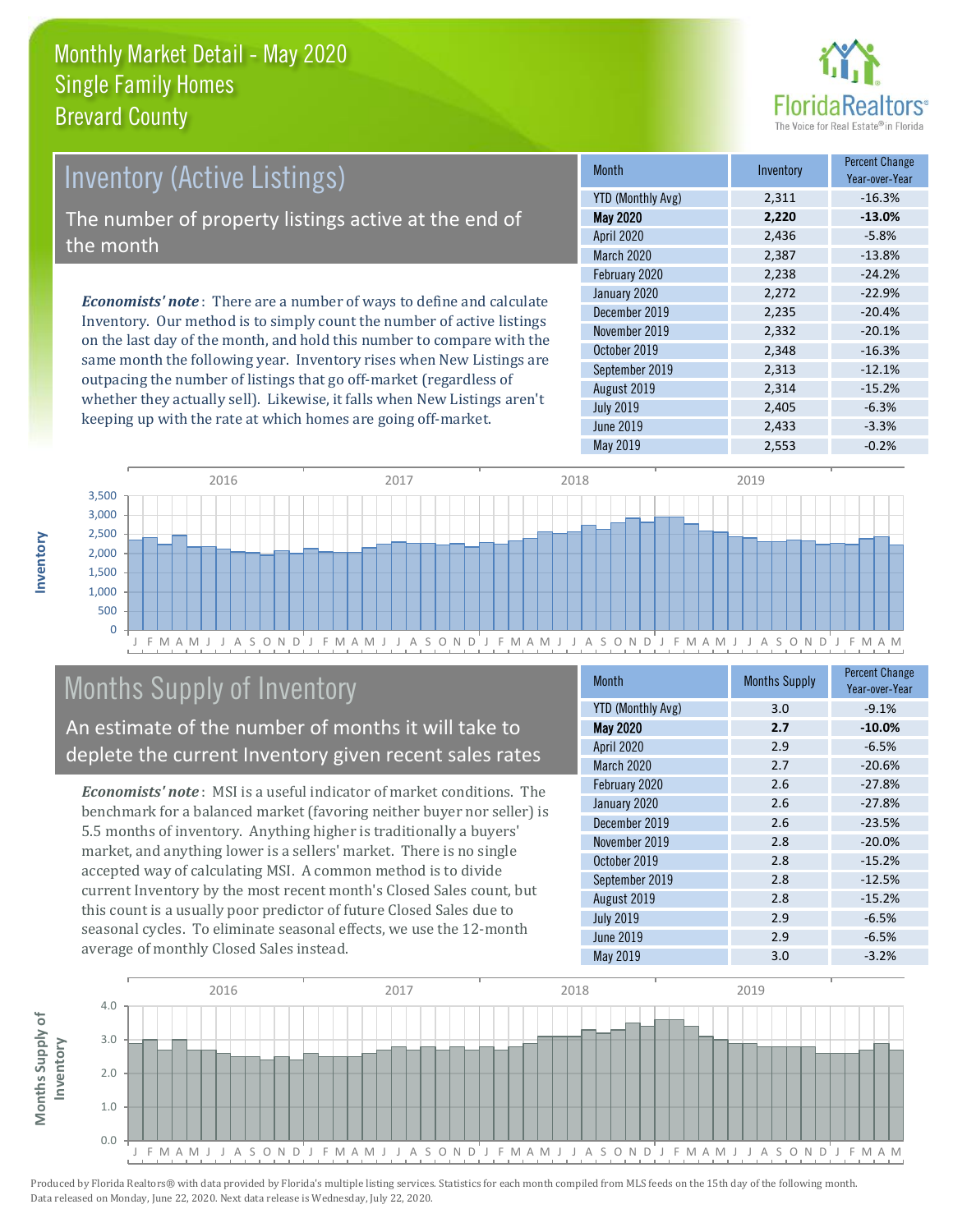# Monthly Market Detail - May 2020
## Single Family Homes
## Brevard County

FloridaRealtors®
The Voice for Real Estate® in Florida

## Inventory (Active Listings)

The number of property listings active at the end of the month

***Economists' note***: There are a number of ways to define and calculate Inventory. Our method is to simply count the number of active listings on the last day of the month, and hold this number to compare with the same month the following year. Inventory rises when New Listings are outpacing the number of listings that go off-market (regardless of whether they actually sell). Likewise, it falls when New Listings aren't keeping up with the rate at which homes are going off-market.

| Month | Inventory | Percent Change Year-over-Year |
|---|---|---|
| YTD (Monthly Avg) | 2,311 | -16.3% |
| **May 2020** | **2,220** | **-13.0%** |
| April 2020 | 2,436 | -5.8% |
| March 2020 | 2,387 | -13.8% |
| February 2020 | 2,238 | -24.2% |
| January 2020 | 2,272 | -22.9% |
| December 2019 | 2,235 | -20.4% |
| November 2019 | 2,332 | -20.1% |
| October 2019 | 2,348 | -16.3% |
| September 2019 | 2,313 | -12.1% |
| August 2019 | 2,314 | -15.2% |
| July 2019 | 2,405 | -6.3% |
| June 2019 | 2,433 | -3.3% |
| May 2019 | 2,553 | -0.2% |

Inventory

3,500
3,000
2,500
2,000
1,500
1,000
500
0

2016 2017 2018 2019

J F M A M J J A S O N D J F M A M J J A S O N D J F M A M J J A S O N D J F M A M J J A S O N D J F M A M

## Months Supply of Inventory

An estimate of the number of months it will take to deplete the current Inventory given recent sales rates

***Economists' note***: MSI is a useful indicator of market conditions. The benchmark for a balanced market (favoring neither buyer nor seller) is 5.5 months of inventory. Anything higher is traditionally a buyers' market, and anything lower is a sellers' market. There is no single accepted way of calculating MSI. A common method is to divide current Inventory by the most recent month's Closed Sales count, but this count is a usually poor predictor of future Closed Sales due to seasonal cycles. To eliminate seasonal effects, we use the 12-month average of monthly Closed Sales instead.

| Month | Months Supply | Percent Change Year-over-Year |
|---|---|---|
| YTD (Monthly Avg) | 3.0 | -9.1% |
| **May 2020** | **2.7** | **-10.0%** |
| April 2020 | 2.9 | -6.5% |
| March 2020 | 2.7 | -20.6% |
| February 2020 | 2.6 | -27.8% |
| January 2020 | 2.6 | -27.8% |
| December 2019 | 2.6 | -23.5% |
| November 2019 | 2.8 | -20.0% |
| October 2019 | 2.8 | -15.2% |
| September 2019 | 2.8 | -12.5% |
| August 2019 | 2.8 | -15.2% |
| July 2019 | 2.9 | -6.5% |
| June 2019 | 2.9 | -6.5% |
| May 2019 | 3.0 | -3.2% |

Months Supply of Inventory

4.0
3.0
2.0
1.0
0.0

2016 2017 2018 2019

J F M A M J J A S O N D J F M A M J J A S O N D J F M A M J J A S O N D J F M A M J J A S O N D J F M A M

Produced by Florida Realtors® with data provided by Florida's multiple listing services. Statistics for each month compiled from MLS feeds on the 15th day of the following month. Data released on Monday, June 22, 2020. Next data release is Wednesday, July 22, 2020.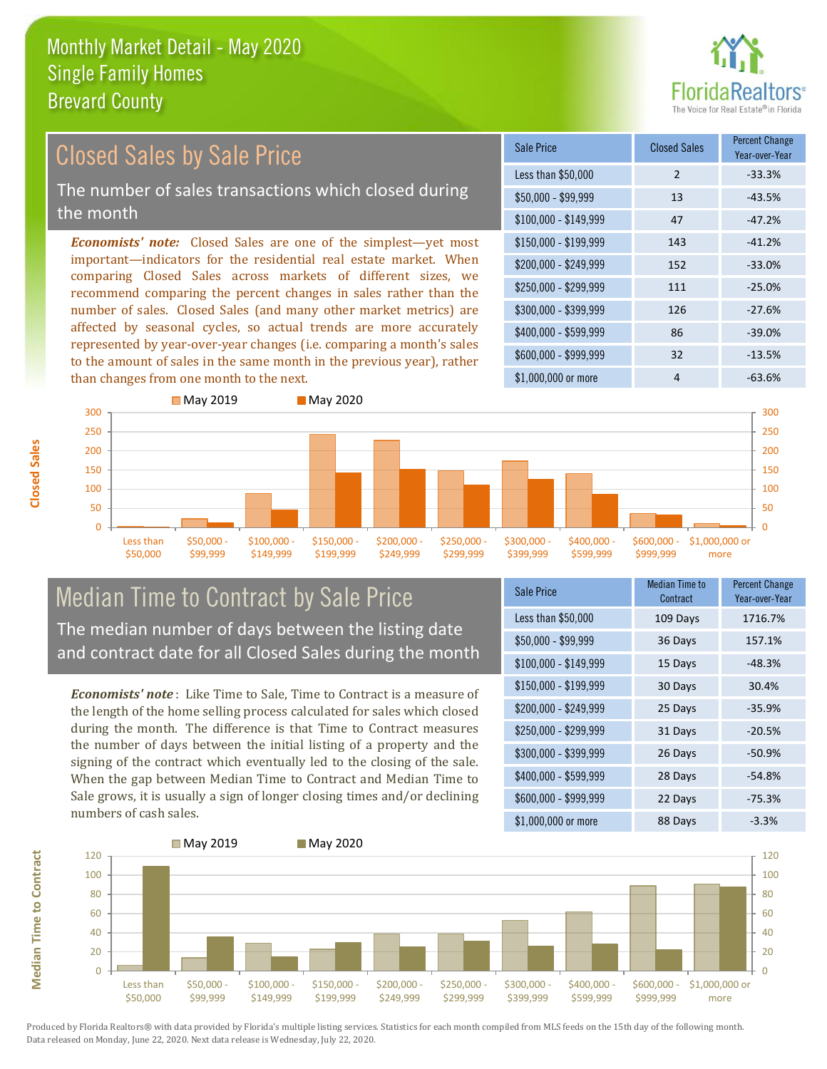# Monthly Market Detail - May 2020
## Single Family Homes
## Brevard County

## Closed Sales by Sale Price

The number of sales transactions which closed during the month

*Economists' note:* Closed Sales are one of the simplest—yet most important—indicators for the residential real estate market. When comparing Closed Sales across markets of different sizes, we recommend comparing the percent changes in sales rather than the number of sales. Closed Sales (and many other market metrics) are affected by seasonal cycles, so actual trends are more accurately represented by year-over-year changes (i.e. comparing a month's sales to the amount of sales in the same month in the previous year), rather than changes from one month to the next.

| Sale Price | Closed Sales | Percent Change Year-over-Year |
|---|---|---|
| Less than $50,000 | 2 | -33.3% |
| $50,000 - $99,999 | 13 | -43.5% |
| $100,000 - $149,999 | 47 | -47.2% |
| $150,000 - $199,999 | 143 | -41.2% |
| $200,000 - $249,999 | 152 | -33.0% |
| $250,000 - $299,999 | 111 | -25.0% |
| $300,000 - $399,999 | 126 | -27.6% |
| $400,000 - $599,999 | 86 | -39.0% |
| $600,000 - $999,999 | 32 | -13.5% |
| $1,000,000 or more | 4 | -63.6% |

## Median Time to Contract by Sale Price

The median number of days between the listing date and contract date for all Closed Sales during the month

*Economists' note*: Like Time to Sale, Time to Contract is a measure of the length of the home selling process calculated for sales which closed during the month. The difference is that Time to Contract measures the number of days between the initial listing of a property and the signing of the contract which eventually led to the closing of the sale. When the gap between Median Time to Contract and Median Time to Sale grows, it is usually a sign of longer closing times and/or declining numbers of cash sales.

| Sale Price | Median Time to Contract | Percent Change Year-over-Year |
|---|---|---|
| Less than $50,000 | 109 Days | 1716.7% |
| $50,000 - $99,999 | 36 Days | 157.1% |
| $100,000 - $149,999 | 15 Days | -48.3% |
| $150,000 - $199,999 | 30 Days | 30.4% |
| $200,000 - $249,999 | 25 Days | -35.9% |
| $250,000 - $299,999 | 31 Days | -20.5% |
| $300,000 - $399,999 | 26 Days | -50.9% |
| $400,000 - $599,999 | 28 Days | -54.8% |
| $600,000 - $999,999 | 22 Days | -75.3% |
| $1,000,000 or more | 88 Days | -3.3% |

Produced by Florida Realtors® with data provided by Florida's multiple listing services. Statistics for each month compiled from MLS feeds on the 15th day of the following month. Data released on Monday, June 22, 2020. Next data release is Wednesday, July 22, 2020.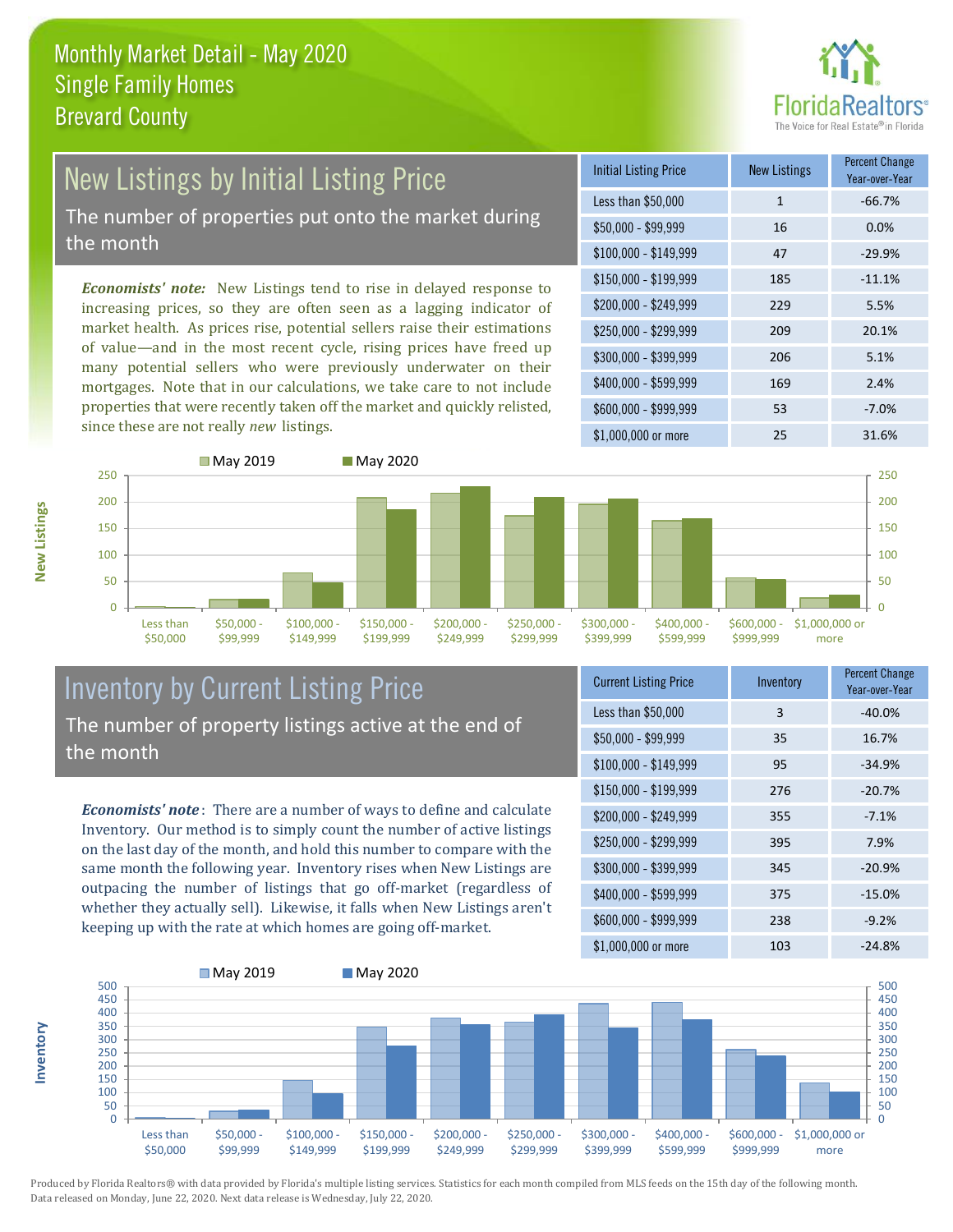# Monthly Market Detail - May 2020
## Single Family Homes
## Brevard County

FloridaRealtors®
The Voice for Real Estate® in Florida

## New Listings by Initial Listing Price

The number of properties put onto the market during the month

*Economists' note:* New Listings tend to rise in delayed response to increasing prices, so they are often seen as a lagging indicator of market health. As prices rise, potential sellers raise their estimations of value—and in the most recent cycle, rising prices have freed up many potential sellers who were previously underwater on their mortgages. Note that in our calculations, we take care to not include properties that were recently taken off the market and quickly relisted, since these are not really *new* listings.

| Initial Listing Price | New Listings | Percent Change Year-over-Year |
|---|---|---|
| Less than $50,000 | 1 | -66.7% |
| $50,000 - $99,999 | 16 | 0.0% |
| $100,000 - $149,999 | 47 | -29.9% |
| $150,000 - $199,999 | 185 | -11.1% |
| $200,000 - $249,999 | 229 | 5.5% |
| $250,000 - $299,999 | 209 | 20.1% |
| $300,000 - $399,999 | 206 | 5.1% |
| $400,000 - $599,999 | 169 | 2.4% |
| $600,000 - $999,999 | 53 | -7.0% |
| $1,000,000 or more | 25 | 31.6% |

May 2019
May 2020
New Listings
0 50 100 150 200 250
Less than $50,000
$50,000 - $99,999
$100,000 - $149,999
$150,000 - $199,999
$200,000 - $249,999
$250,000 - $299,999
$300,000 - $399,999
$400,000 - $599,999
$600,000 - $999,999
$1,000,000 or more

## Inventory by Current Listing Price

The number of property listings active at the end of the month

***Economists' note***: There are a number of ways to define and calculate Inventory. Our method is to simply count the number of active listings on the last day of the month, and hold this number to compare with the same month the following year. Inventory rises when New Listings are outpacing the number of listings that go off-market (regardless of whether they actually sell). Likewise, it falls when New Listings aren't keeping up with the rate at which homes are going off-market.

| Current Listing Price | Inventory | Percent Change Year-over-Year |
|---|---|---|
| Less than $50,000 | 3 | -40.0% |
| $50,000 - $99,999 | 35 | 16.7% |
| $100,000 - $149,999 | 95 | -34.9% |
| $150,000 - $199,999 | 276 | -20.7% |
| $200,000 - $249,999 | 355 | -7.1% |
| $250,000 - $299,999 | 395 | 7.9% |
| $300,000 - $399,999 | 345 | -20.9% |
| $400,000 - $599,999 | 375 | -15.0% |
| $600,000 - $999,999 | 238 | -9.2% |
| $1,000,000 or more | 103 | -24.8% |

May 2019
May 2020
Inventory
0 50 100 150 200 250 300 350 400 450 500
Less than $50,000
$50,000 - $99,999
$100,000 - $149,999
$150,000 - $199,999
$200,000 - $249,999
$250,000 - $299,999
$300,000 - $399,999
$400,000 - $599,999
$600,000 - $999,999
$1,000,000 or more

Produced by Florida Realtors® with data provided by Florida's multiple listing services. Statistics for each month compiled from MLS feeds on the 15th day of the following month. Data released on Monday, June 22, 2020. Next data release is Wednesday, July 22, 2020.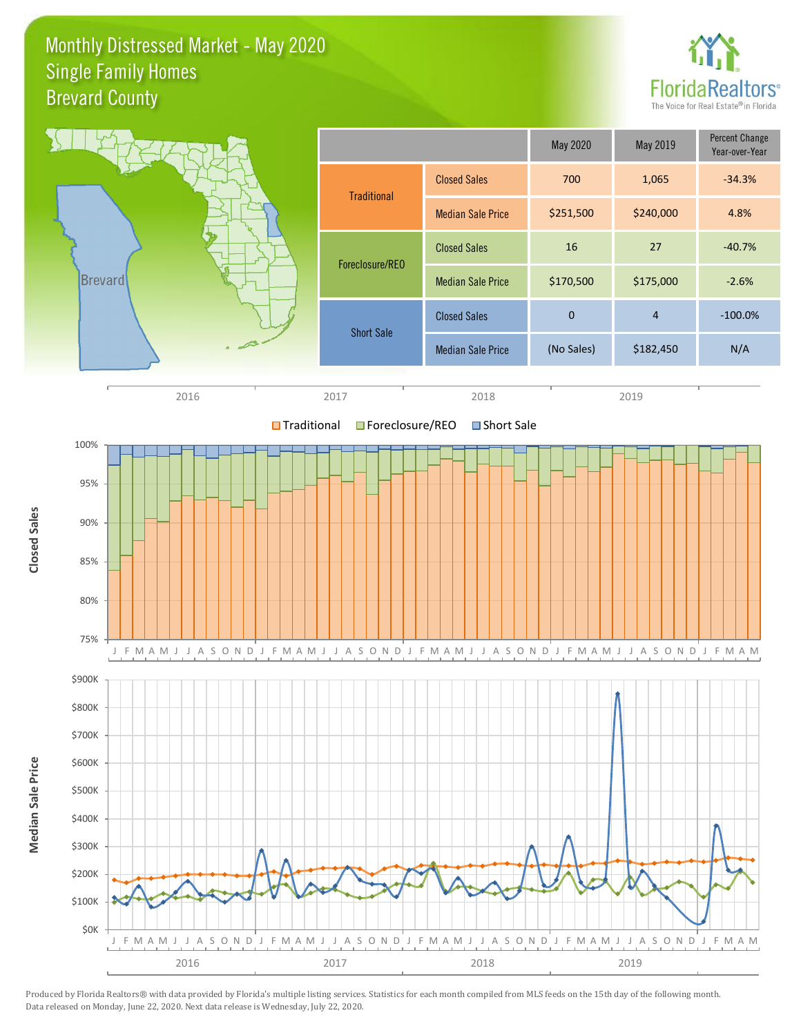# Monthly Distressed Market - May 2020
## Single Family Homes
## Brevard County

FloridaRealtors®
The Voice for Real Estate® in Florida

Brevard

| | | May 2020 | May 2019 | Percent Change Year-over-Year |
|---|---|---|---|---|
| Traditional | Closed Sales | 700 | 1,065 | -34.3% |
| | Median Sale Price | $251,500 | $240,000 | 4.8% |
| Foreclosure/REO | Closed Sales | 16 | 27 | -40.7% |
| | Median Sale Price | $170,500 | $175,000 | -2.6% |
| Short Sale | Closed Sales | 0 | 4 | -100.0% |
| | Median Sale Price | (No Sales) | $182,450 | N/A |

2016 2017 2018 2019

Traditional Foreclosure/REO Short Sale

Closed Sales

100%
95%
90%
85%
80%
75%

J F M A M J J A S O N D J F M A M J J A S O N D J F M A M J J A S O N D J F M A M J J A S O N D J F M A M

Median Sale Price

$900K
$800K
$700K
$600K
$500K
$400K
$300K
$200K
$100K
$0K

J F M A M J J A S O N D J F M A M J J A S O N D J F M A M J J A S O N D J F M A M J J A S O N D J F M A M

2016 2017 2018 2019

Produced by Florida Realtors® with data provided by Florida's multiple listing services. Statistics for each month compiled from MLS feeds on the 15th day of the following month. Data released on Monday, June 22, 2020. Next data release is Wednesday, July 22, 2020.